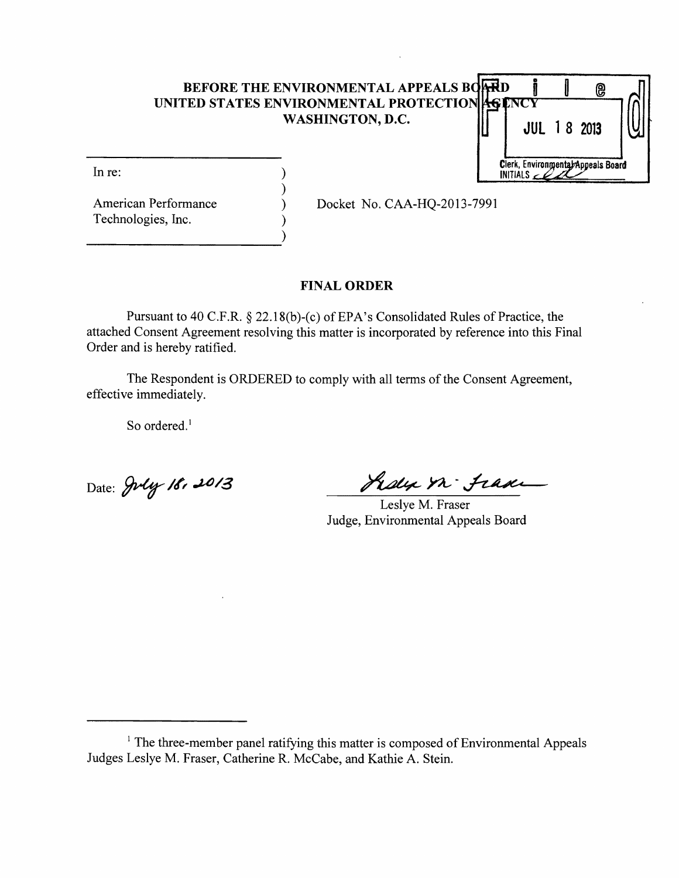**BEFORE THE ENVIRONMENTAL APPEALS BOARD**
**UNITED STATES ENVIRONMENTAL PROTECTION AGENCY**
**WASHINGTON, D.C.**

Filed
JUL 18 2013
Clerk, Environmental Appeals Board
INITIALS

In re:

American Performance Technologies, Inc.

Docket No. CAA-HQ-2013-7991

## FINAL ORDER

Pursuant to 40 C.F.R. § 22.18(b)-(c) of EPA's Consolidated Rules of Practice, the attached Consent Agreement resolving this matter is incorporated by reference into this Final Order and is hereby ratified.

The Respondent is ORDERED to comply with all terms of the Consent Agreement, effective immediately.

So ordered.[1]

Date: July 18, 2013

Leslye M. Fraser
Judge, Environmental Appeals Board

---

[1] The three-member panel ratifying this matter is composed of Environmental Appeals Judges Leslye M. Fraser, Catherine R. McCabe, and Kathie A. Stein.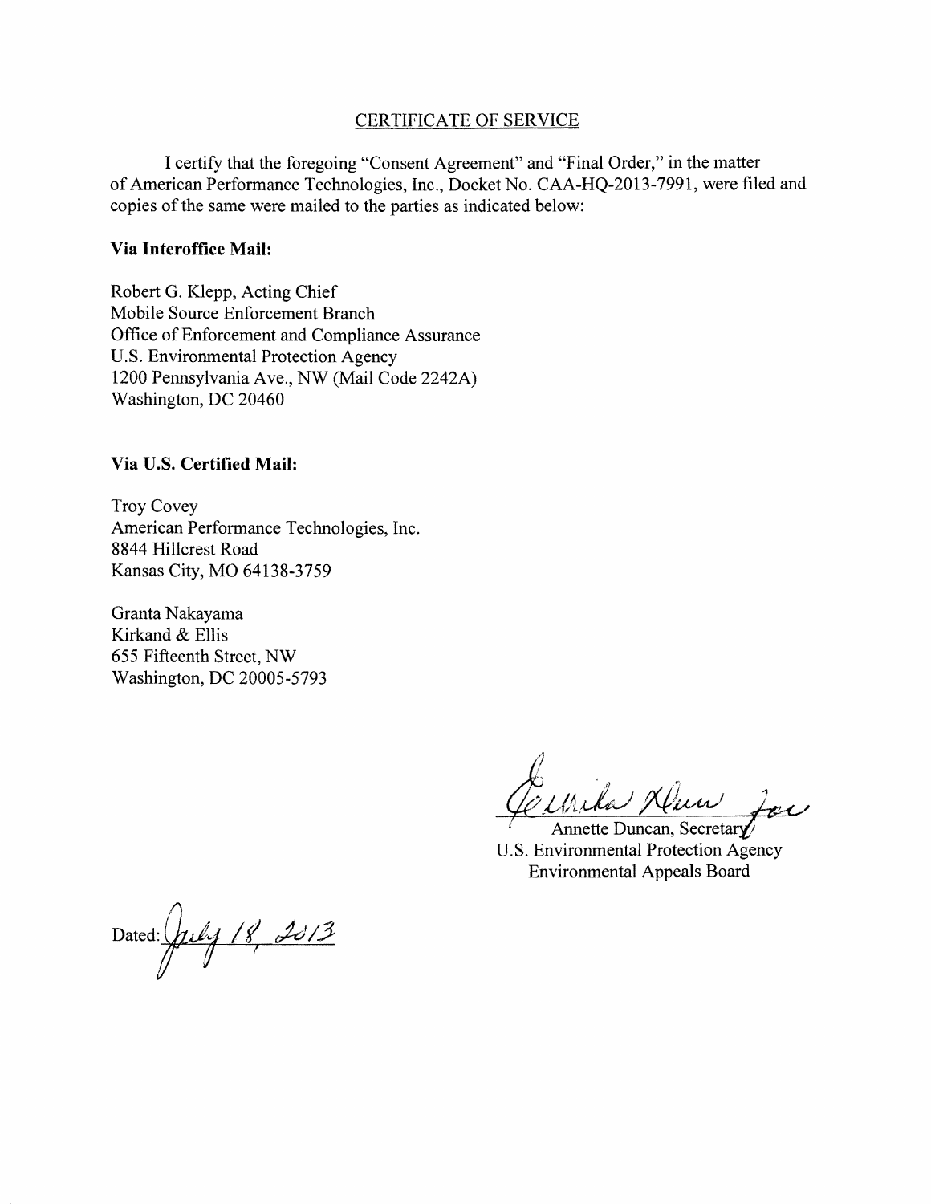## CERTIFICATE OF SERVICE

I certify that the foregoing "Consent Agreement" and "Final Order," in the matter of American Performance Technologies, Inc., Docket No. CAA-HQ-2013-7991, were filed and copies of the same were mailed to the parties as indicated below:

**Via Interoffice Mail:**

Robert G. Klepp, Acting Chief
Mobile Source Enforcement Branch
Office of Enforcement and Compliance Assurance
U.S. Environmental Protection Agency
1200 Pennsylvania Ave., NW (Mail Code 2242A)
Washington, DC 20460

**Via U.S. Certified Mail:**

Troy Covey
American Performance Technologies, Inc.
8844 Hillcrest Road
Kansas City, MO 64138-3759

Granta Nakayama
Kirkand & Ellis
655 Fifteenth Street, NW
Washington, DC 20005-5793

Annette Duncan, Secretary
U.S. Environmental Protection Agency
Environmental Appeals Board

Dated: July 18, 2013